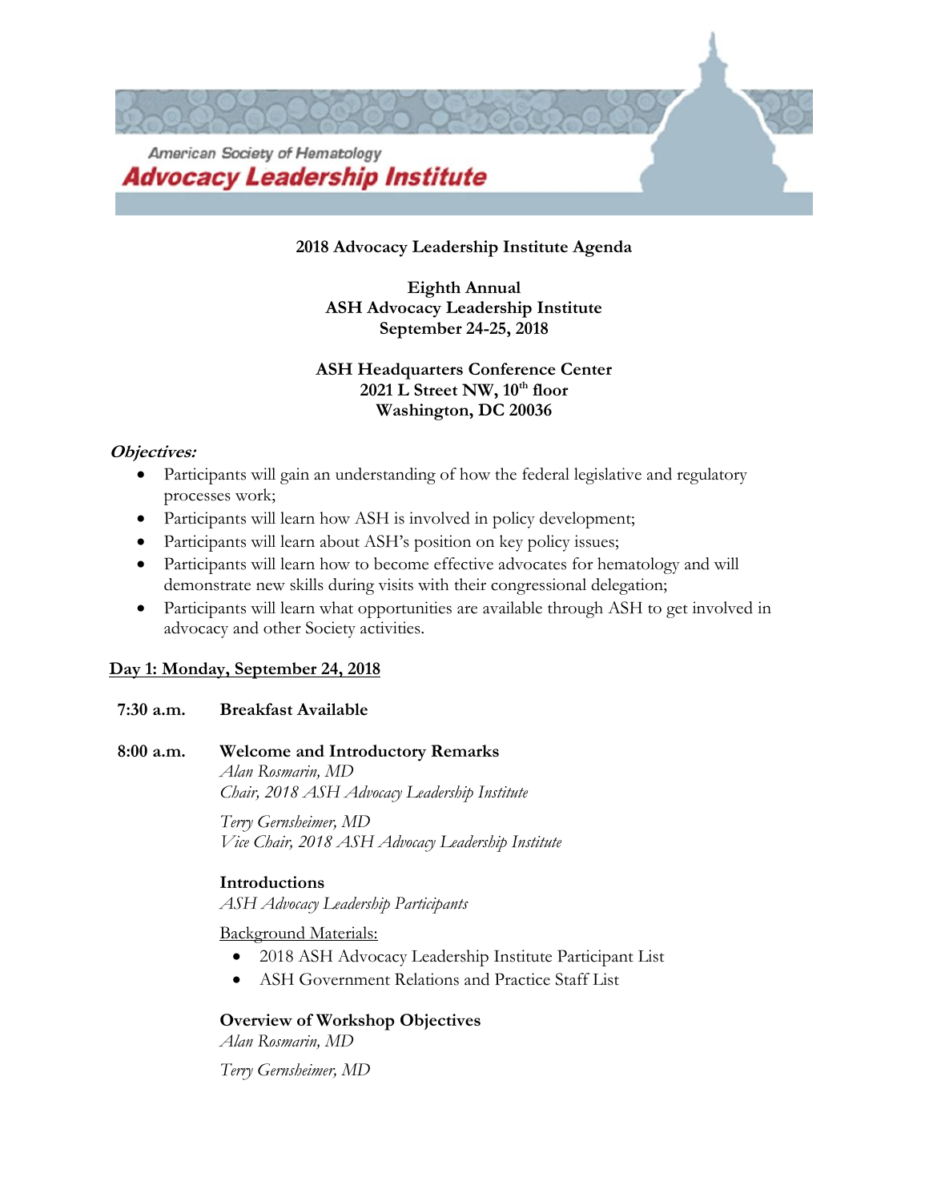American Society of Hematology

**Advocacy Leadership Institute**

## 2018 Advocacy Leadership Institute Agenda

**Eighth Annual**
**ASH Advocacy Leadership Institute**
**September 24-25, 2018**

**ASH Headquarters Conference Center**
**2021 L Street NW, 10th floor**
**Washington, DC 20036**

***Objectives:***

- Participants will gain an understanding of how the federal legislative and regulatory processes work;
- Participants will learn how ASH is involved in policy development;
- Participants will learn about ASH's position on key policy issues;
- Participants will learn how to become effective advocates for hematology and will demonstrate new skills during visits with their congressional delegation;
- Participants will learn what opportunities are available through ASH to get involved in advocacy and other Society activities.

### Day 1: Monday, September 24, 2018

**7:30 a.m.** **Breakfast Available**

**8:00 a.m.** **Welcome and Introductory Remarks**

*Alan Rosmarin, MD*
*Chair, 2018 ASH Advocacy Leadership Institute*

*Terry Gernsheimer, MD*
*Vice Chair, 2018 ASH Advocacy Leadership Institute*

**Introductions**
*ASH Advocacy Leadership Participants*

Background Materials:

- 2018 ASH Advocacy Leadership Institute Participant List
- ASH Government Relations and Practice Staff List

**Overview of Workshop Objectives**
*Alan Rosmarin, MD*

*Terry Gernsheimer, MD*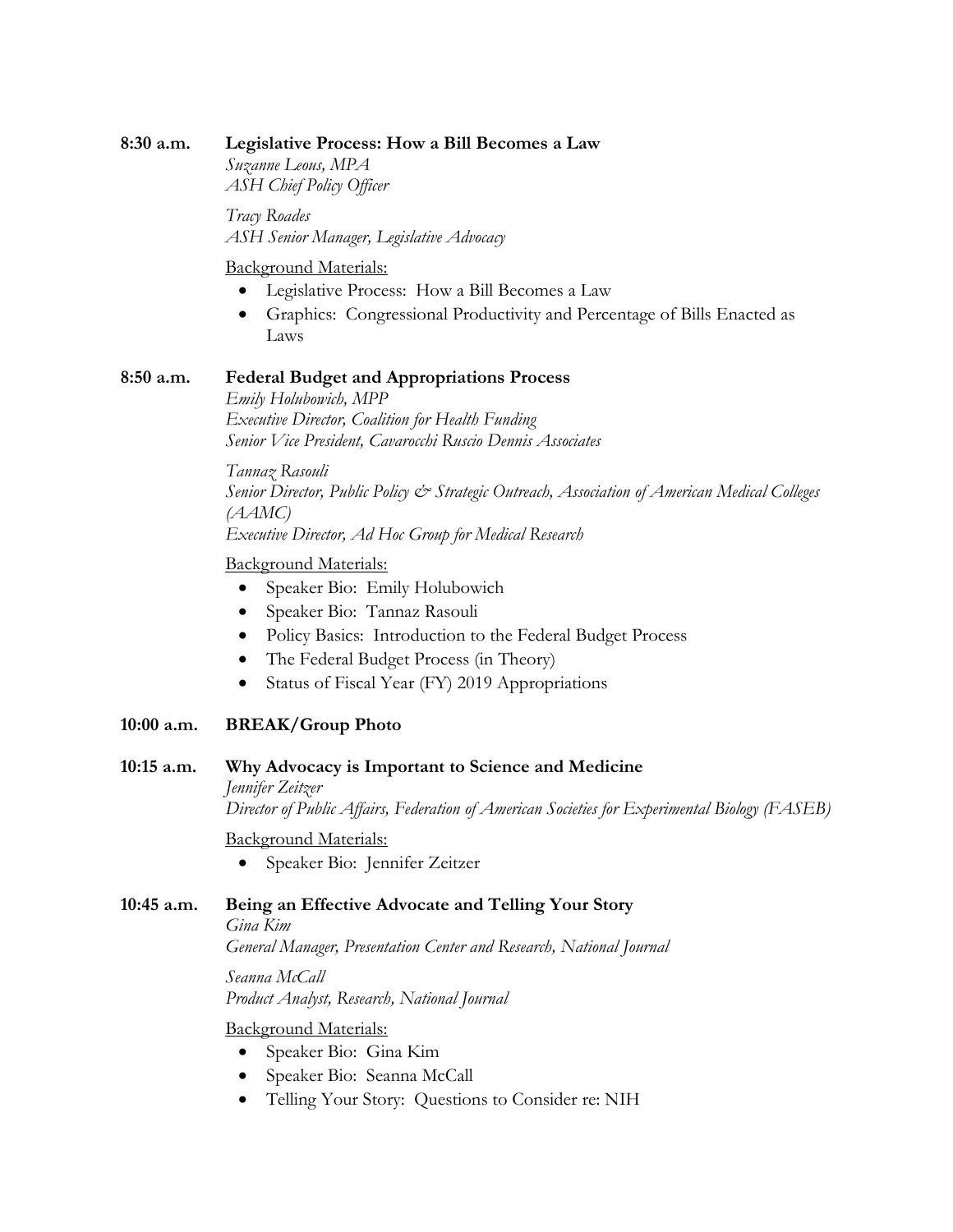**8:30 a.m.** **Legislative Process: How a Bill Becomes a Law**

*Suzanne Leous, MPA*
*ASH Chief Policy Officer*

*Tracy Roades*
*ASH Senior Manager, Legislative Advocacy*

Background Materials:

- Legislative Process: How a Bill Becomes a Law
- Graphics: Congressional Productivity and Percentage of Bills Enacted as Laws

**8:50 a.m.** **Federal Budget and Appropriations Process**

*Emily Holubowich, MPP*
*Executive Director, Coalition for Health Funding*
*Senior Vice President, Cavarocchi Ruscio Dennis Associates*

*Tannaz Rasouli*
*Senior Director, Public Policy & Strategic Outreach, Association of American Medical Colleges (AAMC)*
*Executive Director, Ad Hoc Group for Medical Research*

Background Materials:

- Speaker Bio: Emily Holubowich
- Speaker Bio: Tannaz Rasouli
- Policy Basics: Introduction to the Federal Budget Process
- The Federal Budget Process (in Theory)
- Status of Fiscal Year (FY) 2019 Appropriations

**10:00 a.m.** **BREAK/Group Photo**

**10:15 a.m.** **Why Advocacy is Important to Science and Medicine**

*Jennifer Zeitzer*
*Director of Public Affairs, Federation of American Societies for Experimental Biology (FASEB)*

Background Materials:

- Speaker Bio: Jennifer Zeitzer

**10:45 a.m.** **Being an Effective Advocate and Telling Your Story**

*Gina Kim*
*General Manager, Presentation Center and Research, National Journal*

*Seanna McCall*
*Product Analyst, Research, National Journal*

Background Materials:

- Speaker Bio: Gina Kim
- Speaker Bio: Seanna McCall
- Telling Your Story: Questions to Consider re: NIH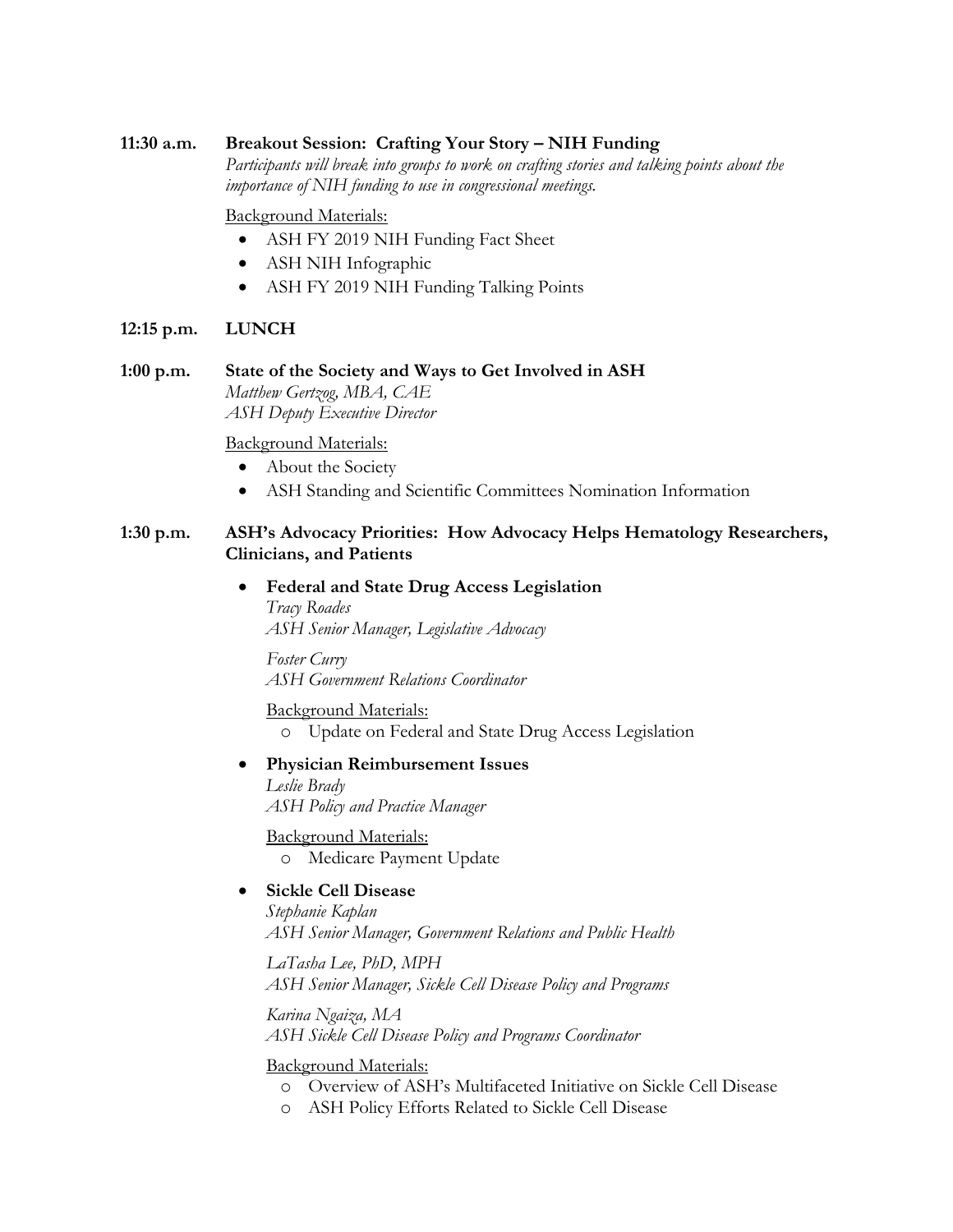**11:30 a.m.** **Breakout Session: Crafting Your Story – NIH Funding**

*Participants will break into groups to work on crafting stories and talking points about the importance of NIH funding to use in congressional meetings.*

Background Materials:

- ASH FY 2019 NIH Funding Fact Sheet
- ASH NIH Infographic
- ASH FY 2019 NIH Funding Talking Points

**12:15 p.m.** **LUNCH**

**1:00 p.m.** **State of the Society and Ways to Get Involved in ASH**

*Matthew Gertzog, MBA, CAE*
*ASH Deputy Executive Director*

Background Materials:

- About the Society
- ASH Standing and Scientific Committees Nomination Information

**1:30 p.m.** **ASH's Advocacy Priorities: How Advocacy Helps Hematology Researchers, Clinicians, and Patients**

- **Federal and State Drug Access Legislation**

  *Tracy Roades*
  *ASH Senior Manager, Legislative Advocacy*

  *Foster Curry*
  *ASH Government Relations Coordinator*

  Background Materials:
  - Update on Federal and State Drug Access Legislation

- **Physician Reimbursement Issues**

  *Leslie Brady*
  *ASH Policy and Practice Manager*

  Background Materials:
  - Medicare Payment Update

- **Sickle Cell Disease**

  *Stephanie Kaplan*
  *ASH Senior Manager, Government Relations and Public Health*

  *LaTasha Lee, PhD, MPH*
  *ASH Senior Manager, Sickle Cell Disease Policy and Programs*

  *Karina Ngaiza, MA*
  *ASH Sickle Cell Disease Policy and Programs Coordinator*

  Background Materials:
  - Overview of ASH's Multifaceted Initiative on Sickle Cell Disease
  - ASH Policy Efforts Related to Sickle Cell Disease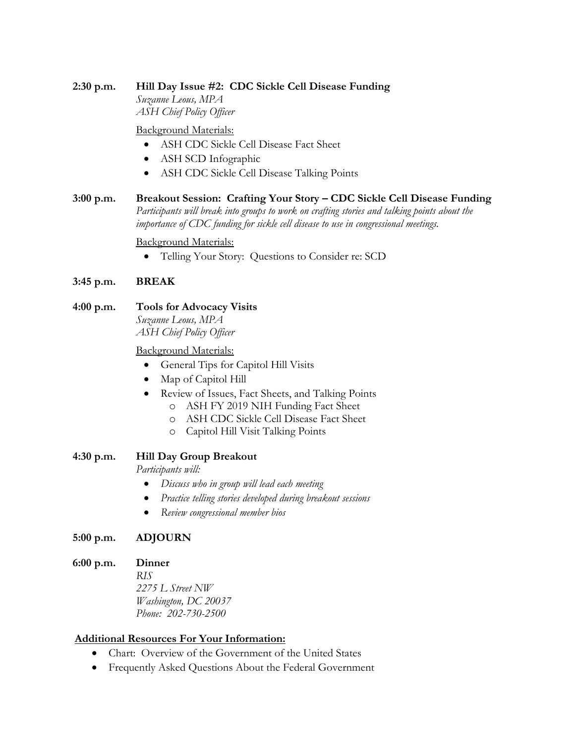**2:30 p.m.** **Hill Day Issue #2: CDC Sickle Cell Disease Funding**
*Suzanne Leous, MPA*
*ASH Chief Policy Officer*

Background Materials:

- ASH CDC Sickle Cell Disease Fact Sheet
- ASH SCD Infographic
- ASH CDC Sickle Cell Disease Talking Points

**3:00 p.m.** **Breakout Session: Crafting Your Story – CDC Sickle Cell Disease Funding**
*Participants will break into groups to work on crafting stories and talking points about the importance of CDC funding for sickle cell disease to use in congressional meetings.*

Background Materials:

- Telling Your Story: Questions to Consider re: SCD

**3:45 p.m.** **BREAK**

**4:00 p.m.** **Tools for Advocacy Visits**
*Suzanne Leous, MPA*
*ASH Chief Policy Officer*

Background Materials:

- General Tips for Capitol Hill Visits
- Map of Capitol Hill
- Review of Issues, Fact Sheets, and Talking Points
    - ASH FY 2019 NIH Funding Fact Sheet
    - ASH CDC Sickle Cell Disease Fact Sheet
    - Capitol Hill Visit Talking Points

**4:30 p.m.** **Hill Day Group Breakout**
*Participants will:*

- *Discuss who in group will lead each meeting*
- *Practice telling stories developed during breakout sessions*
- *Review congressional member bios*

**5:00 p.m.** **ADJOURN**

**6:00 p.m.** **Dinner**
*RIS*
*2275 L Street NW*
*Washington, DC 20037*
*Phone: 202-730-2500*

**Additional Resources For Your Information:**

- Chart: Overview of the Government of the United States
- Frequently Asked Questions About the Federal Government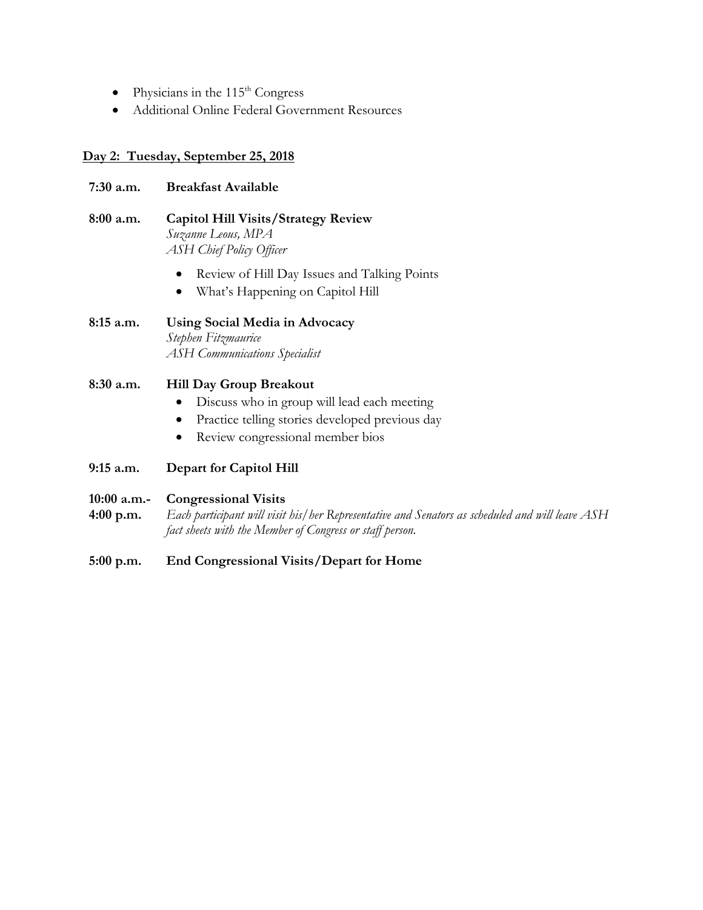- Physicians in the 115th Congress
- Additional Online Federal Government Resources

**Day 2: Tuesday, September 25, 2018**

**7:30 a.m.** **Breakfast Available**

**8:00 a.m.** **Capitol Hill Visits/Strategy Review**
*Suzanne Leous, MPA*
*ASH Chief Policy Officer*

- Review of Hill Day Issues and Talking Points
- What's Happening on Capitol Hill

**8:15 a.m.** **Using Social Media in Advocacy**
*Stephen Fitzmaurice*
*ASH Communications Specialist*

**8:30 a.m.** **Hill Day Group Breakout**

- Discuss who in group will lead each meeting
- Practice telling stories developed previous day
- Review congressional member bios

**9:15 a.m.** **Depart for Capitol Hill**

**10:00 a.m.- 4:00 p.m.** **Congressional Visits**
*Each participant will visit his/her Representative and Senators as scheduled and will leave ASH fact sheets with the Member of Congress or staff person.*

**5:00 p.m.** **End Congressional Visits/Depart for Home**